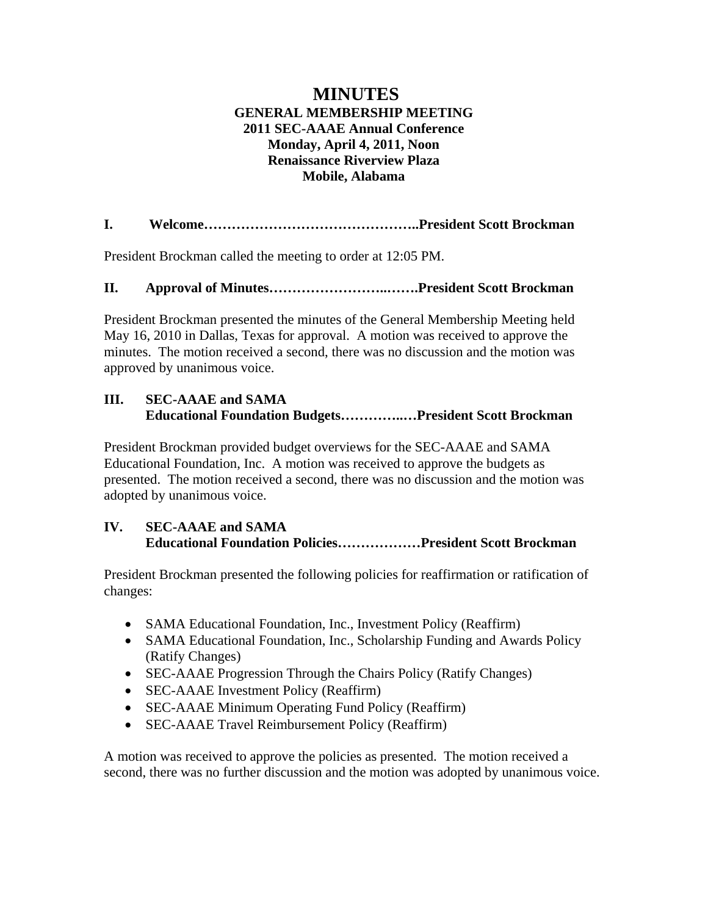# MINUTES

**GENERAL MEMBERSHIP MEETING**
**2011 SEC-AAAE Annual Conference**
**Monday, April 4, 2011, Noon**
**Renaissance Riverview Plaza**
**Mobile, Alabama**

## I. Welcome……………………………………..President Scott Brockman

President Brockman called the meeting to order at 12:05 PM.

## II. Approval of Minutes……………………..…….President Scott Brockman

President Brockman presented the minutes of the General Membership Meeting held May 16, 2010 in Dallas, Texas for approval. A motion was received to approve the minutes. The motion received a second, there was no discussion and the motion was approved by unanimous voice.

## III. SEC-AAAE and SAMA Educational Foundation Budgets…………..…President Scott Brockman

President Brockman provided budget overviews for the SEC-AAAE and SAMA Educational Foundation, Inc. A motion was received to approve the budgets as presented. The motion received a second, there was no discussion and the motion was adopted by unanimous voice.

## IV. SEC-AAAE and SAMA Educational Foundation Policies………………President Scott Brockman

President Brockman presented the following policies for reaffirmation or ratification of changes:

- SAMA Educational Foundation, Inc., Investment Policy (Reaffirm)
- SAMA Educational Foundation, Inc., Scholarship Funding and Awards Policy (Ratify Changes)
- SEC-AAAE Progression Through the Chairs Policy (Ratify Changes)
- SEC-AAAE Investment Policy (Reaffirm)
- SEC-AAAE Minimum Operating Fund Policy (Reaffirm)
- SEC-AAAE Travel Reimbursement Policy (Reaffirm)

A motion was received to approve the policies as presented. The motion received a second, there was no further discussion and the motion was adopted by unanimous voice.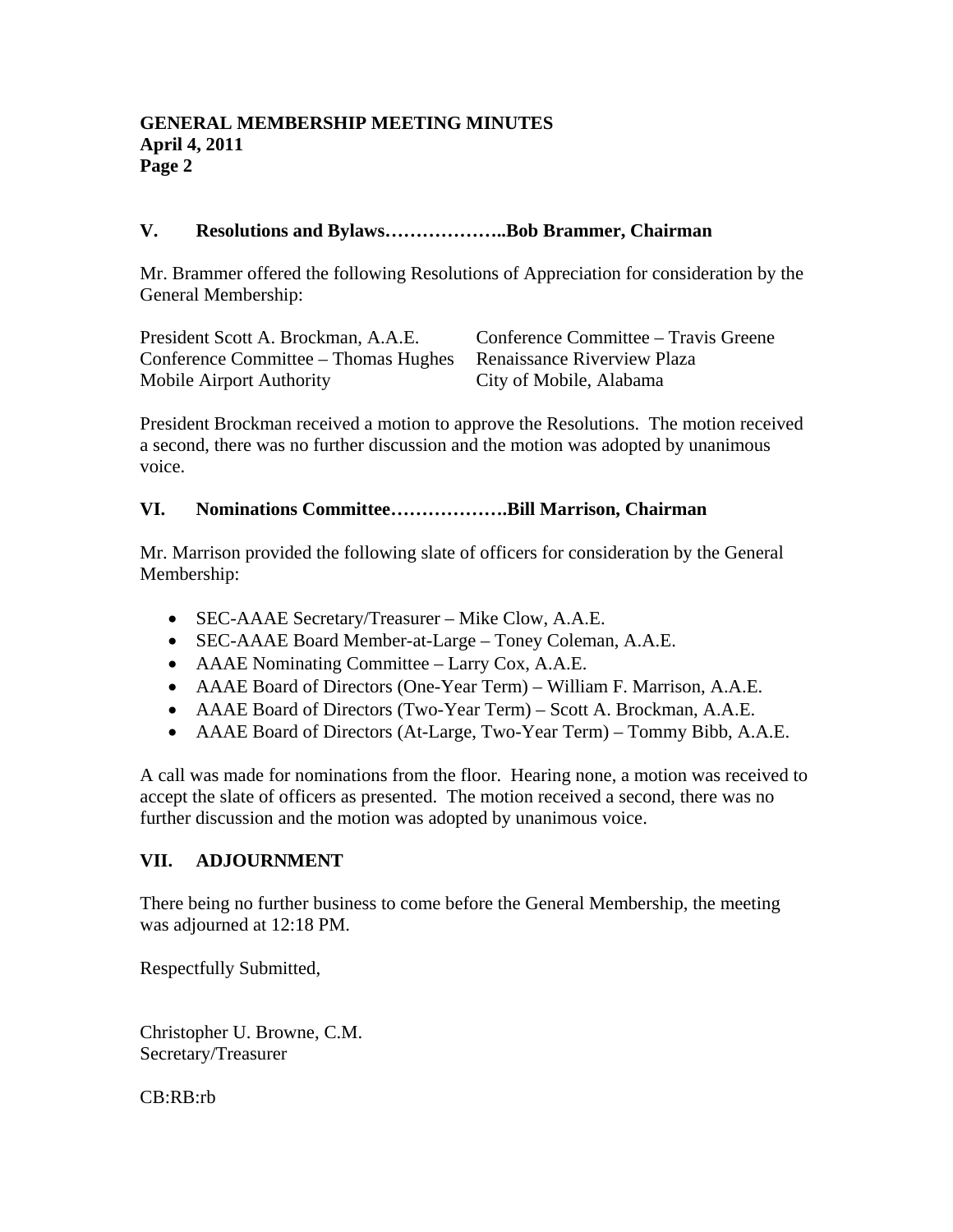## V. Resolutions and Bylaws………………..Bob Brammer, Chairman

Mr. Brammer offered the following Resolutions of Appreciation for consideration by the General Membership:

| | |
|---|---|
| President Scott A. Brockman, A.A.E. | Conference Committee – Travis Greene |
| Conference Committee – Thomas Hughes | Renaissance Riverview Plaza |
| Mobile Airport Authority | City of Mobile, Alabama |

President Brockman received a motion to approve the Resolutions. The motion received a second, there was no further discussion and the motion was adopted by unanimous voice.

## VI. Nominations Committee……………….Bill Marrison, Chairman

Mr. Marrison provided the following slate of officers for consideration by the General Membership:

- SEC-AAAE Secretary/Treasurer – Mike Clow, A.A.E.
- SEC-AAAE Board Member-at-Large – Toney Coleman, A.A.E.
- AAAE Nominating Committee – Larry Cox, A.A.E.
- AAAE Board of Directors (One-Year Term) – William F. Marrison, A.A.E.
- AAAE Board of Directors (Two-Year Term) – Scott A. Brockman, A.A.E.
- AAAE Board of Directors (At-Large, Two-Year Term) – Tommy Bibb, A.A.E.

A call was made for nominations from the floor. Hearing none, a motion was received to accept the slate of officers as presented. The motion received a second, there was no further discussion and the motion was adopted by unanimous voice.

## VII. ADJOURNMENT

There being no further business to come before the General Membership, the meeting was adjourned at 12:18 PM.

Respectfully Submitted,

Christopher U. Browne, C.M.
Secretary/Treasurer

CB:RB:rb